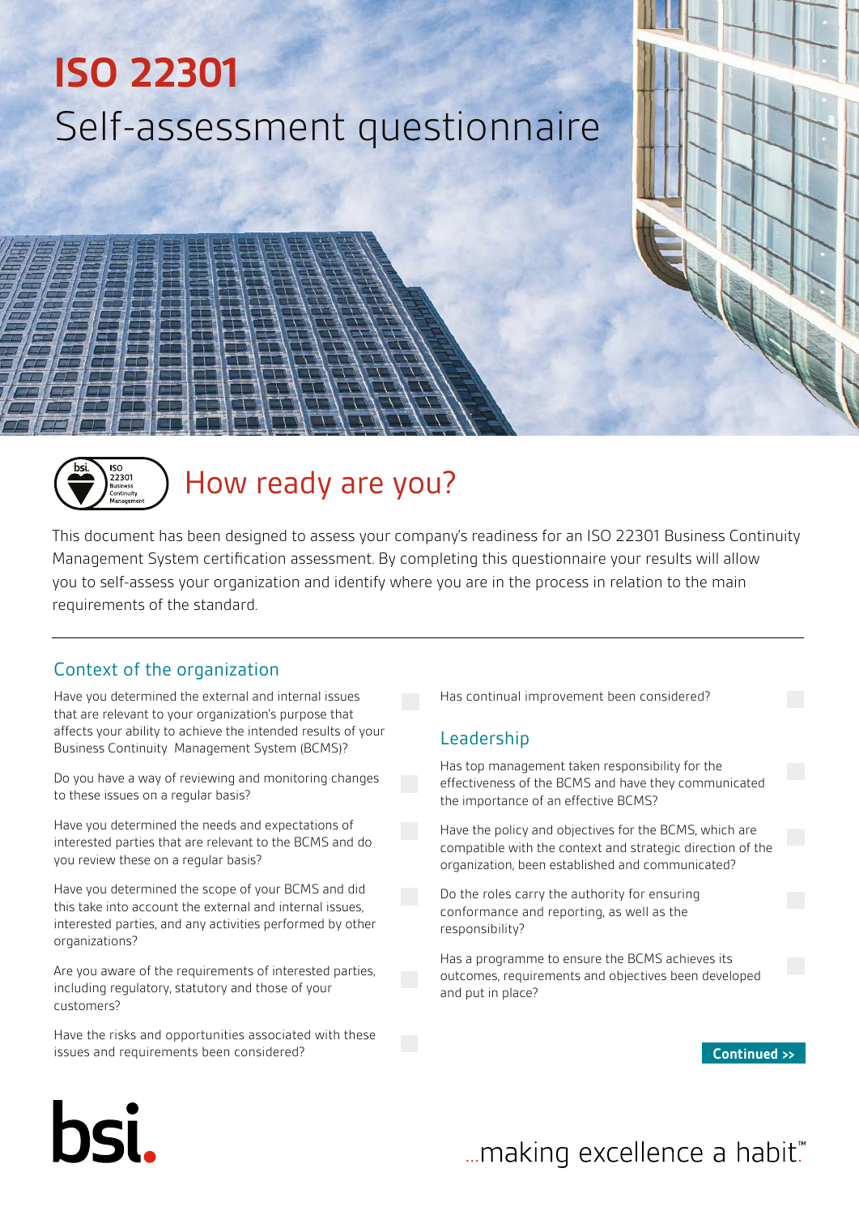# ISO 22301

## Self-assessment questionnaire

## How ready are you?

This document has been designed to assess your company's readiness for an ISO 22301 Business Continuity Management System certification assessment. By completing this questionnaire your results will allow you to self-assess your organization and identify where you are in the process in relation to the main requirements of the standard.

### Context of the organization

- Have you determined the external and internal issues that are relevant to your organization's purpose that affects your ability to achieve the intended results of your Business Continuity Management System (BCMS)?
- Do you have a way of reviewing and monitoring changes to these issues on a regular basis?
- Have you determined the needs and expectations of interested parties that are relevant to the BCMS and do you review these on a regular basis?
- Have you determined the scope of your BCMS and did this take into account the external and internal issues, interested parties, and any activities performed by other organizations?
- Are you aware of the requirements of interested parties, including regulatory, statutory and those of your customers?
- Have the risks and opportunities associated with these issues and requirements been considered?
- Has continual improvement been considered?

### Leadership

- Has top management taken responsibility for the effectiveness of the BCMS and have they communicated the importance of an effective BCMS?
- Have the policy and objectives for the BCMS, which are compatible with the context and strategic direction of the organization, been established and communicated?
- Do the roles carry the authority for ensuring conformance and reporting, as well as the responsibility?
- Has a programme to ensure the BCMS achieves its outcomes, requirements and objectives been developed and put in place?

Continued >>

...making excellence a habit.™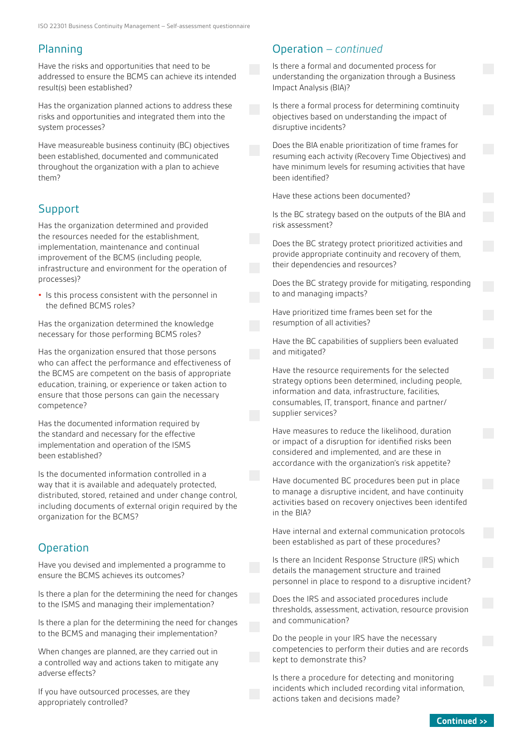## Planning

Have the risks and opportunities that need to be addressed to ensure the BCMS can achieve its intended result(s) been established?

Has the organization planned actions to address these risks and opportunities and integrated them into the system processes?

Have measureable business continuity (BC) objectives been established, documented and communicated throughout the organization with a plan to achieve them?

## Support

Has the organization determined and provided the resources needed for the establishment, implementation, maintenance and continual improvement of the BCMS (including people, infrastructure and environment for the operation of processes)?

- Is this process consistent with the personnel in the defined BCMS roles?

Has the organization determined the knowledge necessary for those performing BCMS roles?

Has the organization ensured that those persons who can affect the performance and effectiveness of the BCMS are competent on the basis of appropriate education, training, or experience or taken action to ensure that those persons can gain the necessary competence?

Has the documented information required by the standard and necessary for the effective implementation and operation of the ISMS been established?

Is the documented information controlled in a way that it is available and adequately protected, distributed, stored, retained and under change control, including documents of external origin required by the organization for the BCMS?

## Operation

Have you devised and implemented a programme to ensure the BCMS achieves its outcomes?

Is there a plan for the determining the need for changes to the ISMS and managing their implementation?

Is there a plan for the determining the need for changes to the BCMS and managing their implementation?

When changes are planned, are they carried out in a controlled way and actions taken to mitigate any adverse effects?

If you have outsourced processes, are they appropriately controlled?

## Operation – *continued*

Is there a formal and documented process for understanding the organization through a Business Impact Analysis (BIA)?

Is there a formal process for determining comtinuity objectives based on understanding the impact of disruptive incidents?

Does the BIA enable prioritization of time frames for resuming each activity (Recovery Time Objectives) and have minimum levels for resuming activities that have been identified?

Have these actions been documented?

Is the BC strategy based on the outputs of the BIA and risk assessment?

Does the BC strategy protect prioritized activities and provide appropriate continuity and recovery of them, their dependencies and resources?

Does the BC strategy provide for mitigating, responding to and managing impacts?

Have prioritized time frames been set for the resumption of all activities?

Have the BC capabilities of suppliers been evaluated and mitigated?

Have the resource requirements for the selected strategy options been determined, including people, information and data, infrastructure, facilities, consumables, IT, transport, finance and partner/supplier services?

Have measures to reduce the likelihood, duration or impact of a disruption for identified risks been considered and implemented, and are these in accordance with the organization's risk appetite?

Have documented BC procedures been put in place to manage a disruptive incident, and have continuity activities based on recovery onjectives been identifed in the BIA?

Have internal and external communication protocols been established as part of these procedures?

Is there an Incident Response Structure (IRS) which details the management structure and trained personnel in place to respond to a disruptive incident?

Does the IRS and associated procedures include thresholds, assessment, activation, resource provision and communication?

Do the people in your IRS have the necessary competencies to perform their duties and are records kept to demonstrate this?

Is there a procedure for detecting and monitoring incidents which included recording vital information, actions taken and decisions made?

Continued >>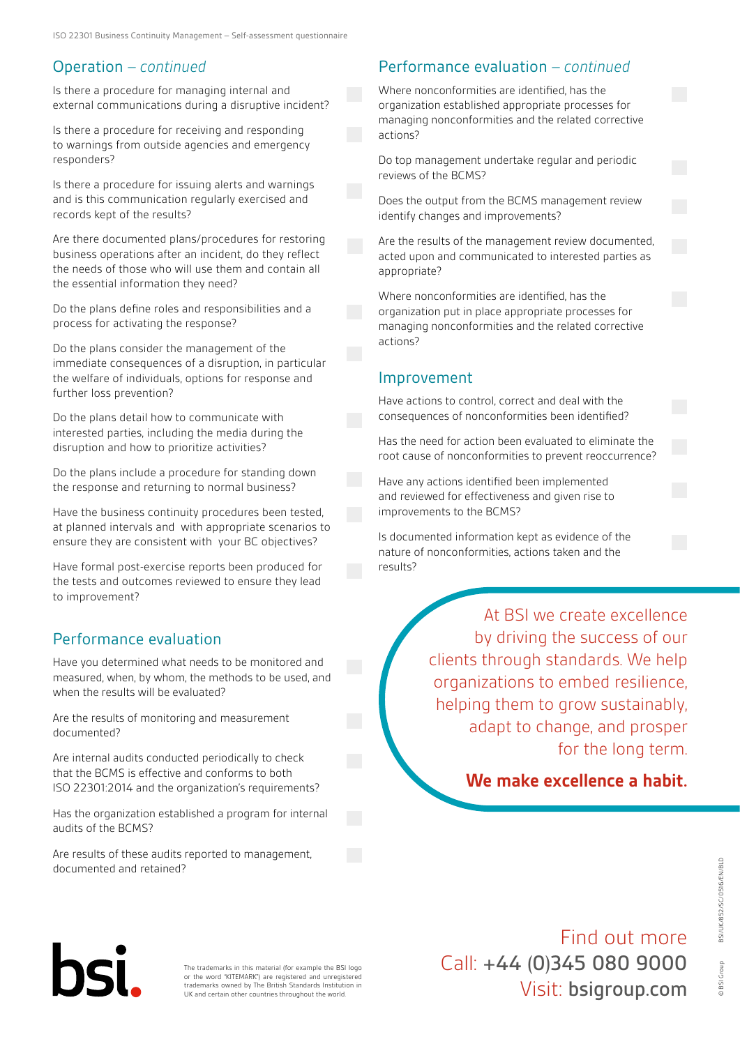## Operation – *continued*

Is there a procedure for managing internal and external communications during a disruptive incident?

Is there a procedure for receiving and responding to warnings from outside agencies and emergency responders?

Is there a procedure for issuing alerts and warnings and is this communication regularly exercised and records kept of the results?

Are there documented plans/procedures for restoring business operations after an incident, do they reflect the needs of those who will use them and contain all the essential information they need?

Do the plans define roles and responsibilities and a process for activating the response?

Do the plans consider the management of the immediate consequences of a disruption, in particular the welfare of individuals, options for response and further loss prevention?

Do the plans detail how to communicate with interested parties, including the media during the disruption and how to prioritize activities?

Do the plans include a procedure for standing down the response and returning to normal business?

Have the business continuity procedures been tested, at planned intervals and with appropriate scenarios to ensure they are consistent with your BC objectives?

Have formal post-exercise reports been produced for the tests and outcomes reviewed to ensure they lead to improvement?

## Performance evaluation

Have you determined what needs to be monitored and measured, when, by whom, the methods to be used, and when the results will be evaluated?

Are the results of monitoring and measurement documented?

Are internal audits conducted periodically to check that the BCMS is effective and conforms to both ISO 22301:2014 and the organization's requirements?

Has the organization established a program for internal audits of the BCMS?

Are results of these audits reported to management, documented and retained?

## Performance evaluation – *continued*

Where nonconformities are identified, has the organization established appropriate processes for managing nonconformities and the related corrective actions?

Do top management undertake regular and periodic reviews of the BCMS?

Does the output from the BCMS management review identify changes and improvements?

Are the results of the management review documented, acted upon and communicated to interested parties as appropriate?

Where nonconformities are identified, has the organization put in place appropriate processes for managing nonconformities and the related corrective actions?

## Improvement

Have actions to control, correct and deal with the consequences of nonconformities been identified?

Has the need for action been evaluated to eliminate the root cause of nonconformities to prevent reoccurrence?

Have any actions identified been implemented and reviewed for effectiveness and given rise to improvements to the BCMS?

Is documented information kept as evidence of the nature of nonconformities, actions taken and the results?

At BSI we create excellence by driving the success of our clients through standards. We help organizations to embed resilience, helping them to grow sustainably, adapt to change, and prosper for the long term.

**We make excellence a habit.**

bsi.

The trademarks in this material (for example the BSI logo or the word "KITEMARK") are registered and unregistered trademarks owned by The British Standards Institution in UK and certain other countries throughout the world.

Find out more
Call: +44 (0)345 080 9000
Visit: bsigroup.com

BSI/UK/852/SC/0516/EN/BLD

© BSI Group